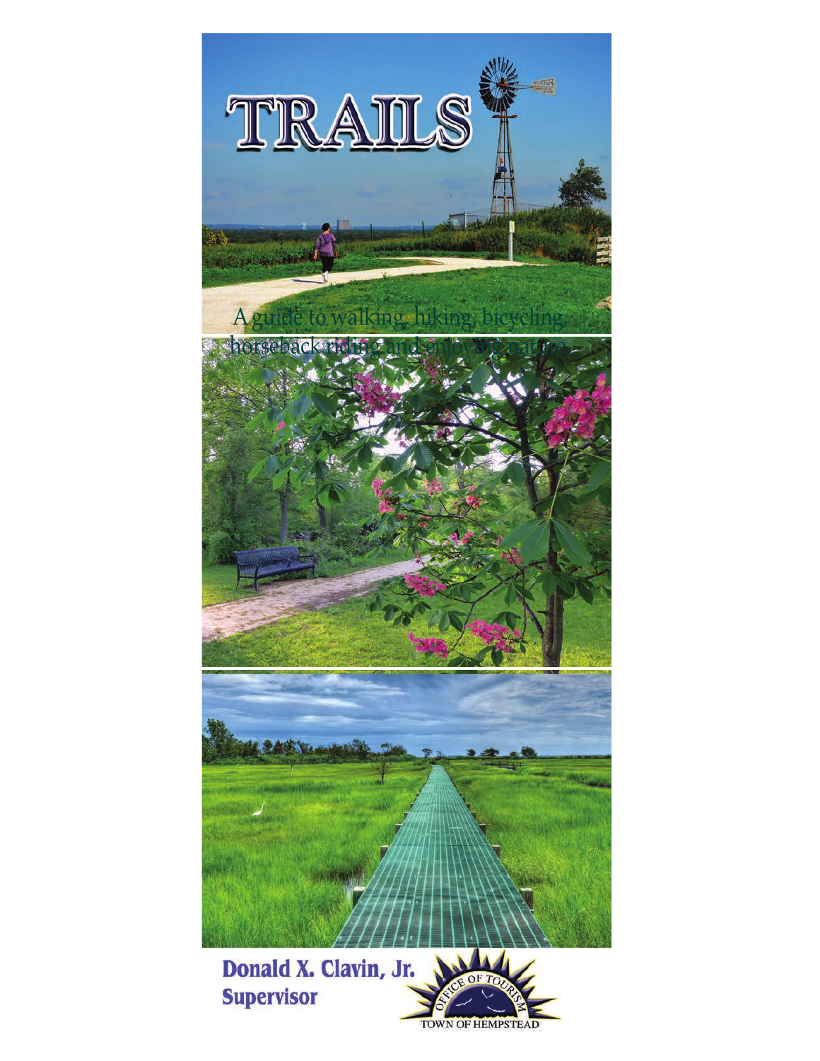# TRAILS

A guide to walking, hiking, bicycling, horseback riding and enjoying nature

**Donald X. Clavin, Jr.**
**Supervisor**

OFFICE OF TOURISM
TOWN OF HEMPSTEAD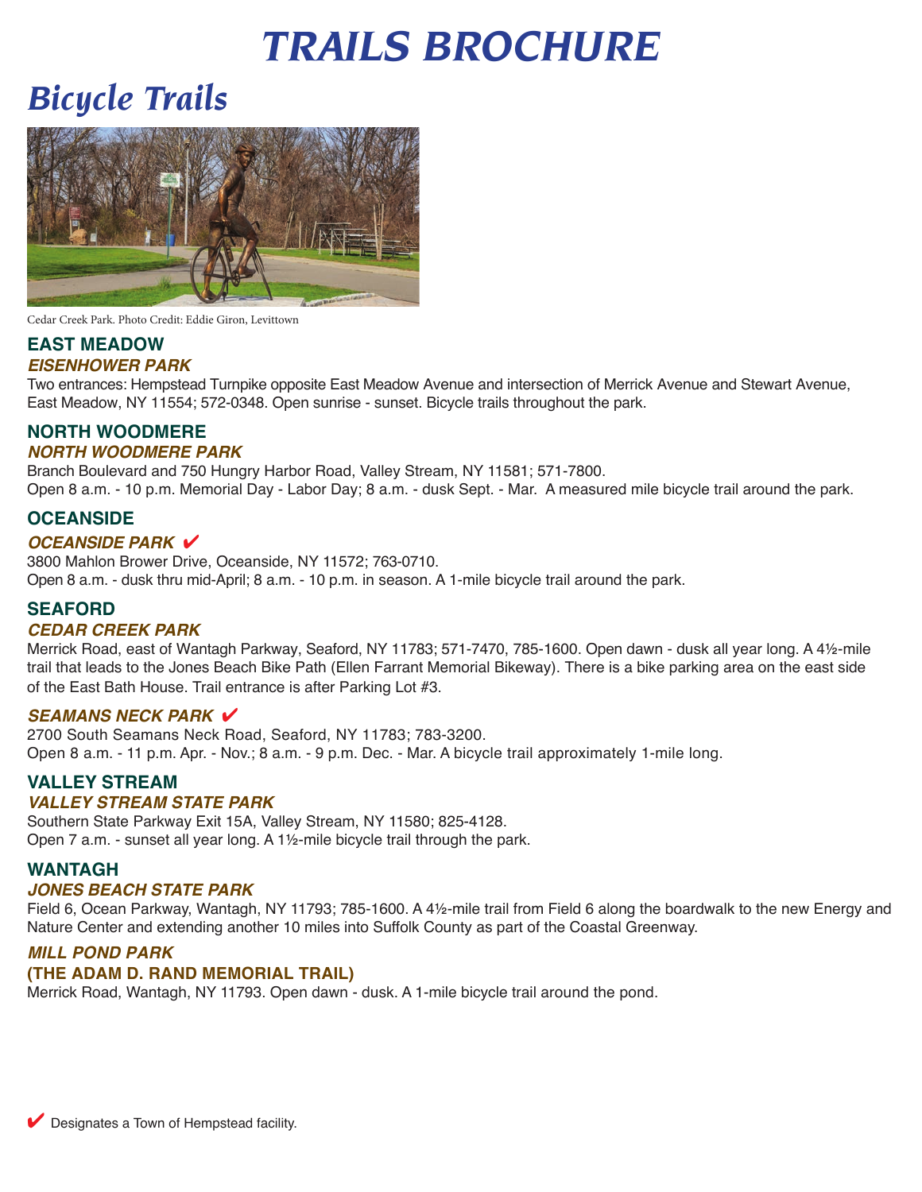# TRAILS BROCHURE

## Bicycle Trails

Cedar Creek Park. Photo Credit: Eddie Giron, Levittown

### EAST MEADOW

***EISENHOWER PARK***

Two entrances: Hempstead Turnpike opposite East Meadow Avenue and intersection of Merrick Avenue and Stewart Avenue, East Meadow, NY 11554; 572-0348. Open sunrise - sunset. Bicycle trails throughout the park.

### NORTH WOODMERE

***NORTH WOODMERE PARK***

Branch Boulevard and 750 Hungry Harbor Road, Valley Stream, NY 11581; 571-7800.
Open 8 a.m. - 10 p.m. Memorial Day - Labor Day; 8 a.m. - dusk Sept. - Mar. A measured mile bicycle trail around the park.

### OCEANSIDE

***OCEANSIDE PARK*** ✔

3800 Mahlon Brower Drive, Oceanside, NY 11572; 763-0710.
Open 8 a.m. - dusk thru mid-April; 8 a.m. - 10 p.m. in season. A 1-mile bicycle trail around the park.

### SEAFORD

***CEDAR CREEK PARK***

Merrick Road, east of Wantagh Parkway, Seaford, NY 11783; 571-7470, 785-1600. Open dawn - dusk all year long. A 4½-mile trail that leads to the Jones Beach Bike Path (Ellen Farrant Memorial Bikeway). There is a bike parking area on the east side of the East Bath House. Trail entrance is after Parking Lot #3.

***SEAMANS NECK PARK*** ✔

2700 South Seamans Neck Road, Seaford, NY 11783; 783-3200.
Open 8 a.m. - 11 p.m. Apr. - Nov.; 8 a.m. - 9 p.m. Dec. - Mar. A bicycle trail approximately 1-mile long.

### VALLEY STREAM

***VALLEY STREAM STATE PARK***

Southern State Parkway Exit 15A, Valley Stream, NY 11580; 825-4128.
Open 7 a.m. - sunset all year long. A 1½-mile bicycle trail through the park.

### WANTAGH

***JONES BEACH STATE PARK***

Field 6, Ocean Parkway, Wantagh, NY 11793; 785-1600. A 4½-mile trail from Field 6 along the boardwalk to the new Energy and Nature Center and extending another 10 miles into Suffolk County as part of the Coastal Greenway.

***MILL POND PARK***
***(THE ADAM D. RAND MEMORIAL TRAIL)***

Merrick Road, Wantagh, NY 11793. Open dawn - dusk. A 1-mile bicycle trail around the pond.

✔ Designates a Town of Hempstead facility.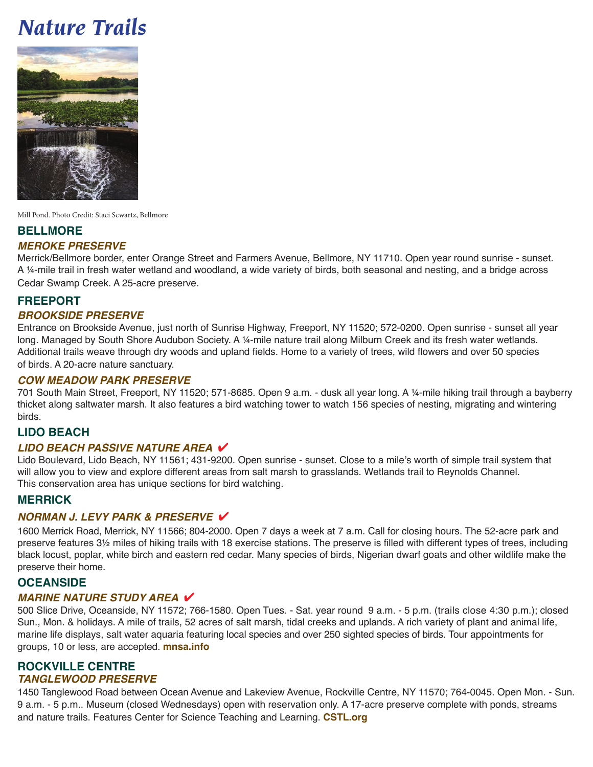# Nature Trails

Mill Pond. Photo Credit: Staci Scwartz, Bellmore

## BELLMORE

### *MEROKE PRESERVE*

Merrick/Bellmore border, enter Orange Street and Farmers Avenue, Bellmore, NY 11710. Open year round sunrise - sunset. A ¼-mile trail in fresh water wetland and woodland, a wide variety of birds, both seasonal and nesting, and a bridge across Cedar Swamp Creek. A 25-acre preserve.

## FREEPORT

### *BROOKSIDE PRESERVE*

Entrance on Brookside Avenue, just north of Sunrise Highway, Freeport, NY 11520; 572-0200. Open sunrise - sunset all year long. Managed by South Shore Audubon Society. A ¼-mile nature trail along Milburn Creek and its fresh water wetlands. Additional trails weave through dry woods and upland fields. Home to a variety of trees, wild flowers and over 50 species of birds. A 20-acre nature sanctuary.

### *COW MEADOW PARK PRESERVE*

701 South Main Street, Freeport, NY 11520; 571-8685. Open 9 a.m. - dusk all year long. A ¼-mile hiking trail through a bayberry thicket along saltwater marsh. It also features a bird watching tower to watch 156 species of nesting, migrating and wintering birds.

## LIDO BEACH

### *LIDO BEACH PASSIVE NATURE AREA* ✔

Lido Boulevard, Lido Beach, NY 11561; 431-9200. Open sunrise - sunset. Close to a mile's worth of simple trail system that will allow you to view and explore different areas from salt marsh to grasslands. Wetlands trail to Reynolds Channel. This conservation area has unique sections for bird watching.

## MERRICK

### *NORMAN J. LEVY PARK & PRESERVE* ✔

1600 Merrick Road, Merrick, NY 11566; 804-2000. Open 7 days a week at 7 a.m. Call for closing hours. The 52-acre park and preserve features 3½ miles of hiking trails with 18 exercise stations. The preserve is filled with different types of trees, including black locust, poplar, white birch and eastern red cedar. Many species of birds, Nigerian dwarf goats and other wildlife make the preserve their home.

## OCEANSIDE

### *MARINE NATURE STUDY AREA* ✔

500 Slice Drive, Oceanside, NY 11572; 766-1580. Open Tues. - Sat. year round 9 a.m. - 5 p.m. (trails close 4:30 p.m.); closed Sun., Mon. & holidays. A mile of trails, 52 acres of salt marsh, tidal creeks and uplands. A rich variety of plant and animal life, marine life displays, salt water aquaria featuring local species and over 250 sighted species of birds. Tour appointments for groups, 10 or less, are accepted. **mnsa.info**

## ROCKVILLE CENTRE

### *TANGLEWOOD PRESERVE*

1450 Tanglewood Road between Ocean Avenue and Lakeview Avenue, Rockville Centre, NY 11570; 764-0045. Open Mon. - Sun. 9 a.m. - 5 p.m.. Museum (closed Wednesdays) open with reservation only. A 17-acre preserve complete with ponds, streams and nature trails. Features Center for Science Teaching and Learning. **CSTL.org**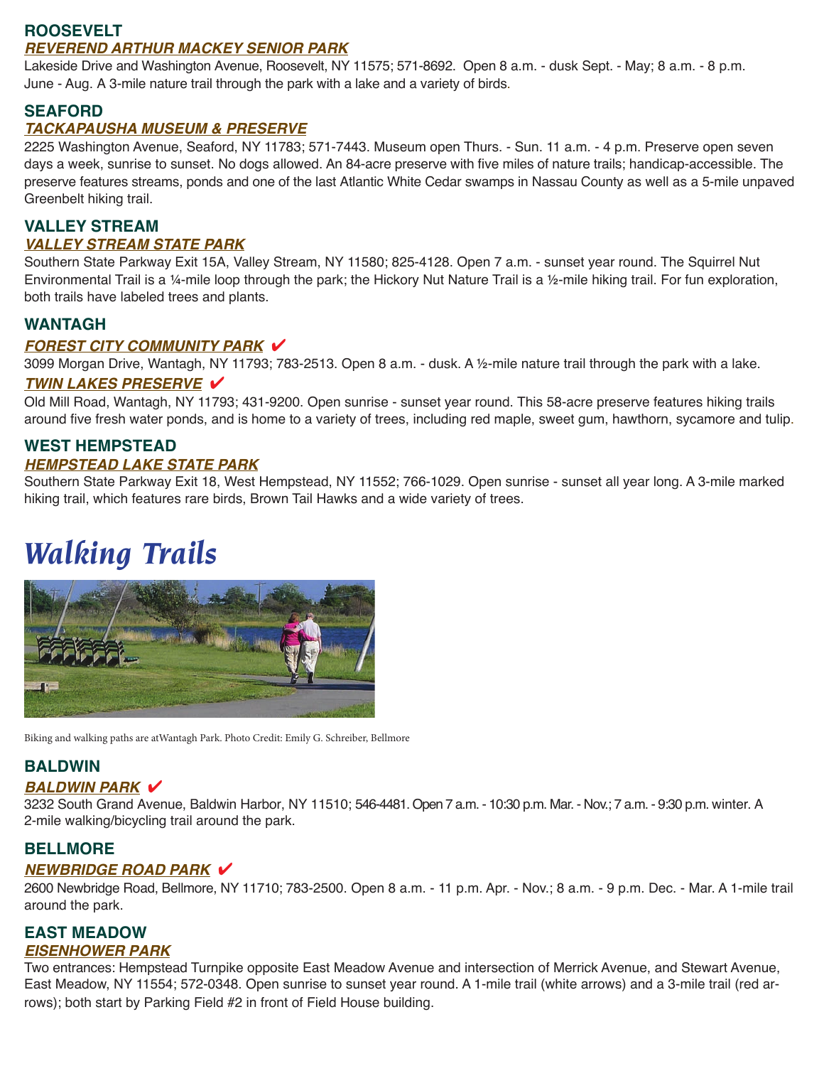## ROOSEVELT

***REVEREND ARTHUR MACKEY SENIOR PARK***

Lakeside Drive and Washington Avenue, Roosevelt, NY 11575; 571-8692. Open 8 a.m. - dusk Sept. - May; 8 a.m. - 8 p.m. June - Aug. A 3-mile nature trail through the park with a lake and a variety of birds.

## SEAFORD

***TACKAPAUSHA MUSEUM & PRESERVE***

2225 Washington Avenue, Seaford, NY 11783; 571-7443. Museum open Thurs. - Sun. 11 a.m. - 4 p.m. Preserve open seven days a week, sunrise to sunset. No dogs allowed. An 84-acre preserve with five miles of nature trails; handicap-accessible. The preserve features streams, ponds and one of the last Atlantic White Cedar swamps in Nassau County as well as a 5-mile unpaved Greenbelt hiking trail.

## VALLEY STREAM

***VALLEY STREAM STATE PARK***

Southern State Parkway Exit 15A, Valley Stream, NY 11580; 825-4128. Open 7 a.m. - sunset year round. The Squirrel Nut Environmental Trail is a ¼-mile loop through the park; the Hickory Nut Nature Trail is a ½-mile hiking trail. For fun exploration, both trails have labeled trees and plants.

## WANTAGH

***FOREST CITY COMMUNITY PARK*** ✔

3099 Morgan Drive, Wantagh, NY 11793; 783-2513. Open 8 a.m. - dusk. A ½-mile nature trail through the park with a lake.

***TWIN LAKES PRESERVE*** ✔

Old Mill Road, Wantagh, NY 11793; 431-9200. Open sunrise - sunset year round. This 58-acre preserve features hiking trails around five fresh water ponds, and is home to a variety of trees, including red maple, sweet gum, hawthorn, sycamore and tulip.

## WEST HEMPSTEAD

***HEMPSTEAD LAKE STATE PARK***

Southern State Parkway Exit 18, West Hempstead, NY 11552; 766-1029. Open sunrise - sunset all year long. A 3-mile marked hiking trail, which features rare birds, Brown Tail Hawks and a wide variety of trees.

# *Walking Trails*

Biking and walking paths are atWantagh Park. Photo Credit: Emily G. Schreiber, Bellmore

## BALDWIN

***BALDWIN PARK*** ✔

3232 South Grand Avenue, Baldwin Harbor, NY 11510; 546-4481. Open 7 a.m. - 10:30 p.m. Mar. - Nov.; 7 a.m. - 9:30 p.m. winter. A 2-mile walking/bicycling trail around the park.

## BELLMORE

***NEWBRIDGE ROAD PARK*** ✔

2600 Newbridge Road, Bellmore, NY 11710; 783-2500. Open 8 a.m. - 11 p.m. Apr. - Nov.; 8 a.m. - 9 p.m. Dec. - Mar. A 1-mile trail around the park.

## EAST MEADOW

***EISENHOWER PARK***

Two entrances: Hempstead Turnpike opposite East Meadow Avenue and intersection of Merrick Avenue, and Stewart Avenue, East Meadow, NY 11554; 572-0348. Open sunrise to sunset year round. A 1-mile trail (white arrows) and a 3-mile trail (red arrows); both start by Parking Field #2 in front of Field House building.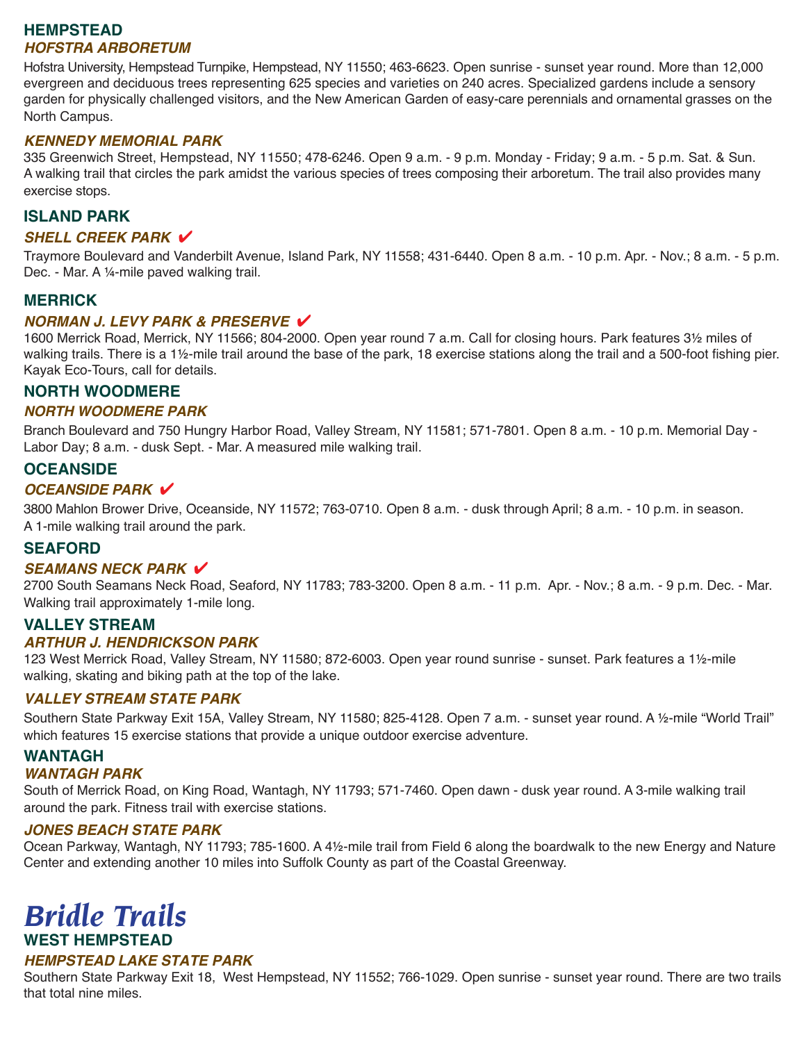## HEMPSTEAD

### *HOFSTRA ARBORETUM*

Hofstra University, Hempstead Turnpike, Hempstead, NY 11550; 463-6623. Open sunrise - sunset year round. More than 12,000 evergreen and deciduous trees representing 625 species and varieties on 240 acres. Specialized gardens include a sensory garden for physically challenged visitors, and the New American Garden of easy-care perennials and ornamental grasses on the North Campus.

### *KENNEDY MEMORIAL PARK*

335 Greenwich Street, Hempstead, NY 11550; 478-6246. Open 9 a.m. - 9 p.m. Monday - Friday; 9 a.m. - 5 p.m. Sat. & Sun. A walking trail that circles the park amidst the various species of trees composing their arboretum. The trail also provides many exercise stops.

## ISLAND PARK

### *SHELL CREEK PARK* ✔

Traymore Boulevard and Vanderbilt Avenue, Island Park, NY 11558; 431-6440. Open 8 a.m. - 10 p.m. Apr. - Nov.; 8 a.m. - 5 p.m. Dec. - Mar. A ¼-mile paved walking trail.

## MERRICK

### *NORMAN J. LEVY PARK & PRESERVE* ✔

1600 Merrick Road, Merrick, NY 11566; 804-2000. Open year round 7 a.m. Call for closing hours. Park features 3½ miles of walking trails. There is a 1½-mile trail around the base of the park, 18 exercise stations along the trail and a 500-foot fishing pier. Kayak Eco-Tours, call for details.

## NORTH WOODMERE

### *NORTH WOODMERE PARK*

Branch Boulevard and 750 Hungry Harbor Road, Valley Stream, NY 11581; 571-7801. Open 8 a.m. - 10 p.m. Memorial Day - Labor Day; 8 a.m. - dusk Sept. - Mar. A measured mile walking trail.

## OCEANSIDE

### *OCEANSIDE PARK* ✔

3800 Mahlon Brower Drive, Oceanside, NY 11572; 763-0710. Open 8 a.m. - dusk through April; 8 a.m. - 10 p.m. in season. A 1-mile walking trail around the park.

## SEAFORD

### *SEAMANS NECK PARK* ✔

2700 South Seamans Neck Road, Seaford, NY 11783; 783-3200. Open 8 a.m. - 11 p.m. Apr. - Nov.; 8 a.m. - 9 p.m. Dec. - Mar. Walking trail approximately 1-mile long.

## VALLEY STREAM

### *ARTHUR J. HENDRICKSON PARK*

123 West Merrick Road, Valley Stream, NY 11580; 872-6003. Open year round sunrise - sunset. Park features a 1½-mile walking, skating and biking path at the top of the lake.

### *VALLEY STREAM STATE PARK*

Southern State Parkway Exit 15A, Valley Stream, NY 11580; 825-4128. Open 7 a.m. - sunset year round. A ½-mile "World Trail" which features 15 exercise stations that provide a unique outdoor exercise adventure.

## WANTAGH

### *WANTAGH PARK*

South of Merrick Road, on King Road, Wantagh, NY 11793; 571-7460. Open dawn - dusk year round. A 3-mile walking trail around the park. Fitness trail with exercise stations.

### *JONES BEACH STATE PARK*

Ocean Parkway, Wantagh, NY 11793; 785-1600. A 4½-mile trail from Field 6 along the boardwalk to the new Energy and Nature Center and extending another 10 miles into Suffolk County as part of the Coastal Greenway.

# *Bridle Trails*

## WEST HEMPSTEAD

### *HEMPSTEAD LAKE STATE PARK*

Southern State Parkway Exit 18, West Hempstead, NY 11552; 766-1029. Open sunrise - sunset year round. There are two trails that total nine miles.